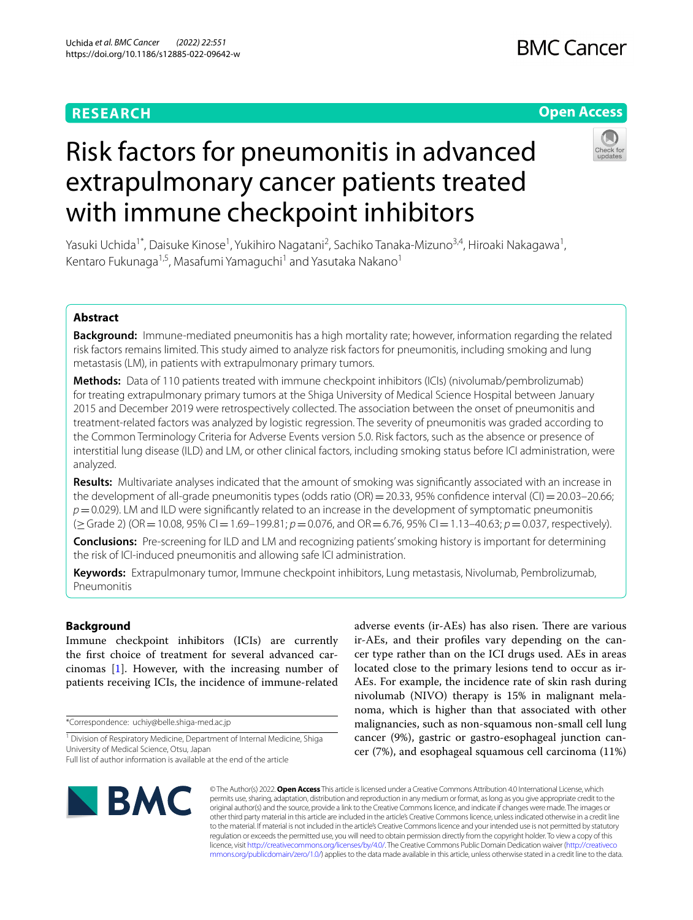RESEARCH

Open Access

# Risk factors for pneumonitis in advanced extrapulmonary cancer patients treated with immune checkpoint inhibitors

Yasuki Uchida[1*], Daisuke Kinose[1], Yukihiro Nagatani[2], Sachiko Tanaka-Mizuno[3,4], Hiroaki Nakagawa[1], Kentaro Fukunaga[1,5], Masafumi Yamaguchi[1] and Yasutaka Nakano[1]

## Abstract

**Background:** Immune-mediated pneumonitis has a high mortality rate; however, information regarding the related risk factors remains limited. This study aimed to analyze risk factors for pneumonitis, including smoking and lung metastasis (LM), in patients with extrapulmonary primary tumors.

**Methods:** Data of 110 patients treated with immune checkpoint inhibitors (ICIs) (nivolumab/pembrolizumab) for treating extrapulmonary primary tumors at the Shiga University of Medical Science Hospital between January 2015 and December 2019 were retrospectively collected. The association between the onset of pneumonitis and treatment-related factors was analyzed by logistic regression. The severity of pneumonitis was graded according to the Common Terminology Criteria for Adverse Events version 5.0. Risk factors, such as the absence or presence of interstitial lung disease (ILD) and LM, or other clinical factors, including smoking status before ICI administration, were analyzed.

**Results:** Multivariate analyses indicated that the amount of smoking was significantly associated with an increase in the development of all-grade pneumonitis types (odds ratio (OR) = 20.33, 95% confidence interval (CI) = 20.03–20.66; $p = 0.029$). LM and ILD were significantly related to an increase in the development of symptomatic pneumonitis (≥ Grade 2) (OR = 10.08, 95% CI = 1.69–199.81; $p = 0.076$, and OR = 6.76, 95% CI = 1.13–40.63; $p = 0.037$, respectively).

**Conclusions:** Pre-screening for ILD and LM and recognizing patients' smoking history is important for determining the risk of ICI-induced pneumonitis and allowing safe ICI administration.

**Keywords:** Extrapulmonary tumor, Immune checkpoint inhibitors, Lung metastasis, Nivolumab, Pembrolizumab, Pneumonitis

## Background

Immune checkpoint inhibitors (ICIs) are currently the first choice of treatment for several advanced carcinomas [1]. However, with the increasing number of patients receiving ICIs, the incidence of immune-related adverse events (ir-AEs) has also risen. There are various ir-AEs, and their profiles vary depending on the cancer type rather than on the ICI drugs used. AEs in areas located close to the primary lesions tend to occur as ir-AEs. For example, the incidence rate of skin rash during nivolumab (NIVO) therapy is 15% in malignant melanoma, which is higher than that associated with other malignancies, such as non-squamous non-small cell lung cancer (9%), gastric or gastro-esophageal junction cancer (7%), and esophageal squamous cell carcinoma (11%)

*Correspondence: uchiy@belle.shiga-med.ac.jp

[1] Division of Respiratory Medicine, Department of Internal Medicine, Shiga University of Medical Science, Otsu, Japan

Full list of author information is available at the end of the article

© The Author(s) 2022. **Open Access** This article is licensed under a Creative Commons Attribution 4.0 International License, which permits use, sharing, adaptation, distribution and reproduction in any medium or format, as long as you give appropriate credit to the original author(s) and the source, provide a link to the Creative Commons licence, and indicate if changes were made. The images or other third party material in this article are included in the article's Creative Commons licence, unless indicated otherwise in a credit line to the material. If material is not included in the article's Creative Commons licence and your intended use is not permitted by statutory regulation or exceeds the permitted use, you will need to obtain permission directly from the copyright holder. To view a copy of this licence, visit http://creativecommons.org/licenses/by/4.0/. The Creative Commons Public Domain Dedication waiver (http://creativecommons.org/publicdomain/zero/1.0/) applies to the data made available in this article, unless otherwise stated in a credit line to the data.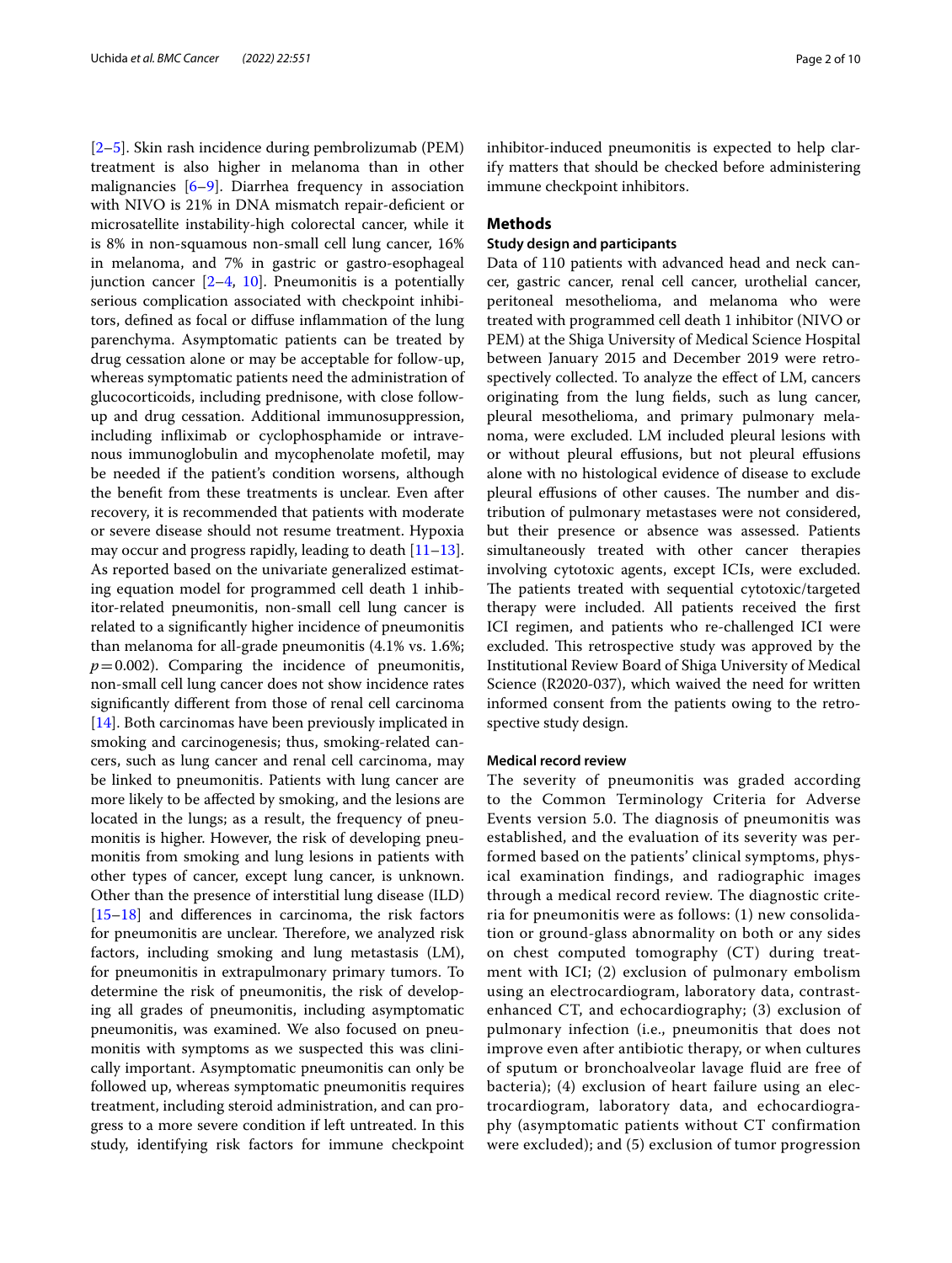[2–5]. Skin rash incidence during pembrolizumab (PEM) treatment is also higher in melanoma than in other malignancies [6–9]. Diarrhea frequency in association with NIVO is 21% in DNA mismatch repair-deficient or microsatellite instability-high colorectal cancer, while it is 8% in non-squamous non-small cell lung cancer, 16% in melanoma, and 7% in gastric or gastro-esophageal junction cancer [2–4, 10]. Pneumonitis is a potentially serious complication associated with checkpoint inhibitors, defined as focal or diffuse inflammation of the lung parenchyma. Asymptomatic patients can be treated by drug cessation alone or may be acceptable for follow-up, whereas symptomatic patients need the administration of glucocorticoids, including prednisone, with close follow-up and drug cessation. Additional immunosuppression, including infliximab or cyclophosphamide or intravenous immunoglobulin and mycophenolate mofetil, may be needed if the patient's condition worsens, although the benefit from these treatments is unclear. Even after recovery, it is recommended that patients with moderate or severe disease should not resume treatment. Hypoxia may occur and progress rapidly, leading to death [11–13]. As reported based on the univariate generalized estimating equation model for programmed cell death 1 inhibitor-related pneumonitis, non-small cell lung cancer is related to a significantly higher incidence of pneumonitis than melanoma for all-grade pneumonitis (4.1% vs. 1.6%; $p = 0.002$). Comparing the incidence of pneumonitis, non-small cell lung cancer does not show incidence rates significantly different from those of renal cell carcinoma [14]. Both carcinomas have been previously implicated in smoking and carcinogenesis; thus, smoking-related cancers, such as lung cancer and renal cell carcinoma, may be linked to pneumonitis. Patients with lung cancer are more likely to be affected by smoking, and the lesions are located in the lungs; as a result, the frequency of pneumonitis is higher. However, the risk of developing pneumonitis from smoking and lung lesions in patients with other types of cancer, except lung cancer, is unknown. Other than the presence of interstitial lung disease (ILD) [15–18] and differences in carcinoma, the risk factors for pneumonitis are unclear. Therefore, we analyzed risk factors, including smoking and lung metastasis (LM), for pneumonitis in extrapulmonary primary tumors. To determine the risk of pneumonitis, the risk of developing all grades of pneumonitis, including asymptomatic pneumonitis, was examined. We also focused on pneumonitis with symptoms as we suspected this was clinically important. Asymptomatic pneumonitis can only be followed up, whereas symptomatic pneumonitis requires treatment, including steroid administration, and can progress to a more severe condition if left untreated. In this study, identifying risk factors for immune checkpoint inhibitor-induced pneumonitis is expected to help clarify matters that should be checked before administering immune checkpoint inhibitors.

## Methods

### Study design and participants

Data of 110 patients with advanced head and neck cancer, gastric cancer, renal cell cancer, urothelial cancer, peritoneal mesothelioma, and melanoma who were treated with programmed cell death 1 inhibitor (NIVO or PEM) at the Shiga University of Medical Science Hospital between January 2015 and December 2019 were retrospectively collected. To analyze the effect of LM, cancers originating from the lung fields, such as lung cancer, pleural mesothelioma, and primary pulmonary melanoma, were excluded. LM included pleural lesions with or without pleural effusions, but not pleural effusions alone with no histological evidence of disease to exclude pleural effusions of other causes. The number and distribution of pulmonary metastases were not considered, but their presence or absence was assessed. Patients simultaneously treated with other cancer therapies involving cytotoxic agents, except ICIs, were excluded. The patients treated with sequential cytotoxic/targeted therapy were included. All patients received the first ICI regimen, and patients who re-challenged ICI were excluded. This retrospective study was approved by the Institutional Review Board of Shiga University of Medical Science (R2020-037), which waived the need for written informed consent from the patients owing to the retrospective study design.

### Medical record review

The severity of pneumonitis was graded according to the Common Terminology Criteria for Adverse Events version 5.0. The diagnosis of pneumonitis was established, and the evaluation of its severity was performed based on the patients' clinical symptoms, physical examination findings, and radiographic images through a medical record review. The diagnostic criteria for pneumonitis were as follows: (1) new consolidation or ground-glass abnormality on both or any sides on chest computed tomography (CT) during treatment with ICI; (2) exclusion of pulmonary embolism using an electrocardiogram, laboratory data, contrast-enhanced CT, and echocardiography; (3) exclusion of pulmonary infection (i.e., pneumonitis that does not improve even after antibiotic therapy, or when cultures of sputum or bronchoalveolar lavage fluid are free of bacteria); (4) exclusion of heart failure using an electrocardiogram, laboratory data, and echocardiography (asymptomatic patients without CT confirmation were excluded); and (5) exclusion of tumor progression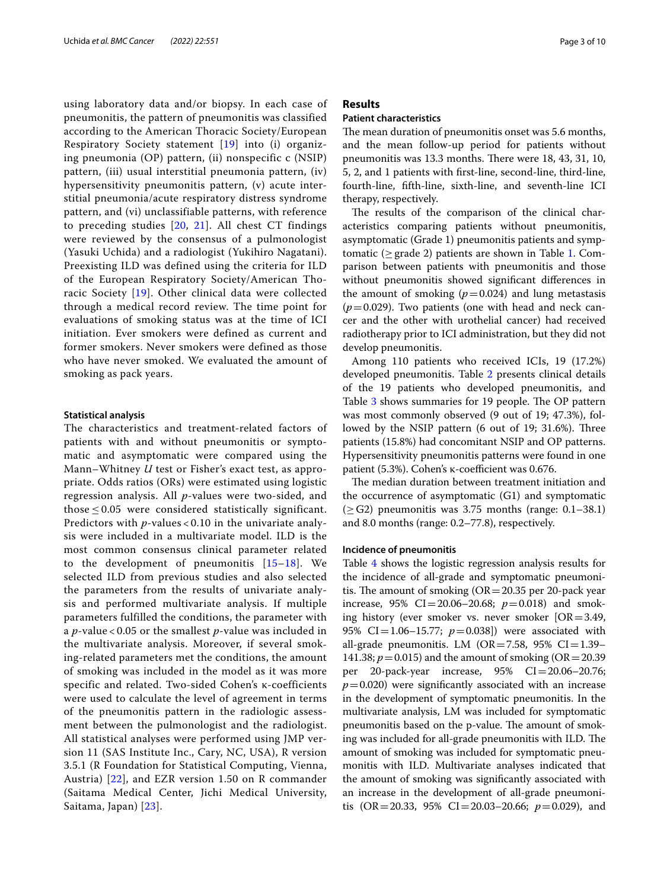using laboratory data and/or biopsy. In each case of pneumonitis, the pattern of pneumonitis was classified according to the American Thoracic Society/European Respiratory Society statement [19] into (i) organizing pneumonia (OP) pattern, (ii) nonspecific c (NSIP) pattern, (iii) usual interstitial pneumonia pattern, (iv) hypersensitivity pneumonitis pattern, (v) acute interstitial pneumonia/acute respiratory distress syndrome pattern, and (vi) unclassifiable patterns, with reference to preceding studies [20, 21]. All chest CT findings were reviewed by the consensus of a pulmonologist (Yasuki Uchida) and a radiologist (Yukihiro Nagatani). Preexisting ILD was defined using the criteria for ILD of the European Respiratory Society/American Thoracic Society [19]. Other clinical data were collected through a medical record review. The time point for evaluations of smoking status was at the time of ICI initiation. Ever smokers were defined as current and former smokers. Never smokers were defined as those who have never smoked. We evaluated the amount of smoking as pack years.

### Statistical analysis

The characteristics and treatment-related factors of patients with and without pneumonitis or symptomatic and asymptomatic were compared using the Mann–Whitney *U* test or Fisher's exact test, as appropriate. Odds ratios (ORs) were estimated using logistic regression analysis. All *p*-values were two-sided, and those $\leq 0.05$ were considered statistically significant. Predictors with *p*-values $< 0.10$ in the univariate analysis were included in a multivariate model. ILD is the most common consensus clinical parameter related to the development of pneumonitis [15–18]. We selected ILD from previous studies and also selected the parameters from the results of univariate analysis and performed multivariate analysis. If multiple parameters fulfilled the conditions, the parameter with a *p*-value $< 0.05$ or the smallest *p*-value was included in the multivariate analysis. Moreover, if several smoking-related parameters met the conditions, the amount of smoking was included in the model as it was more specific and related. Two-sided Cohen's κ-coefficients were used to calculate the level of agreement in terms of the pneumonitis pattern in the radiologic assessment between the pulmonologist and the radiologist. All statistical analyses were performed using JMP version 11 (SAS Institute Inc., Cary, NC, USA), R version 3.5.1 (R Foundation for Statistical Computing, Vienna, Austria) [22], and EZR version 1.50 on R commander (Saitama Medical Center, Jichi Medical University, Saitama, Japan) [23].

## Results

### Patient characteristics

The mean duration of pneumonitis onset was 5.6 months, and the mean follow-up period for patients without pneumonitis was 13.3 months. There were 18, 43, 31, 10, 5, 2, and 1 patients with first-line, second-line, third-line, fourth-line, fifth-line, sixth-line, and seventh-line ICI therapy, respectively.

The results of the comparison of the clinical characteristics comparing patients without pneumonitis, asymptomatic (Grade 1) pneumonitis patients and symptomatic ($\geq$ grade 2) patients are shown in Table 1. Comparison between patients with pneumonitis and those without pneumonitis showed significant differences in the amount of smoking ($p = 0.024$) and lung metastasis ($p = 0.029$). Two patients (one with head and neck cancer and the other with urothelial cancer) had received radiotherapy prior to ICI administration, but they did not develop pneumonitis.

Among 110 patients who received ICIs, 19 (17.2%) developed pneumonitis. Table 2 presents clinical details of the 19 patients who developed pneumonitis, and Table 3 shows summaries for 19 people. The OP pattern was most commonly observed (9 out of 19; 47.3%), followed by the NSIP pattern (6 out of 19; 31.6%). Three patients (15.8%) had concomitant NSIP and OP patterns. Hypersensitivity pneumonitis patterns were found in one patient (5.3%). Cohen's κ-coefficient was 0.676.

The median duration between treatment initiation and the occurrence of asymptomatic (G1) and symptomatic ($\geq$ G2) pneumonitis was 3.75 months (range: 0.1–38.1) and 8.0 months (range: 0.2–77.8), respectively.

### Incidence of pneumonitis

Table 4 shows the logistic regression analysis results for the incidence of all-grade and symptomatic pneumonitis. The amount of smoking (OR = 20.35 per 20-pack year increase, 95% CI = 20.06–20.68; $p = 0.018$) and smoking history (ever smoker vs. never smoker [OR = 3.49, 95% CI = 1.06–15.77; $p = 0.038$]) were associated with all-grade pneumonitis. LM (OR = 7.58, 95% CI = 1.39–141.38; $p = 0.015$) and the amount of smoking (OR = 20.39 per 20-pack-year increase, 95% CI = 20.06–20.76; $p = 0.020$) were significantly associated with an increase in the development of symptomatic pneumonitis. In the multivariate analysis, LM was included for symptomatic pneumonitis based on the p-value. The amount of smoking was included for all-grade pneumonitis with ILD. The amount of smoking was included for symptomatic pneumonitis with ILD. Multivariate analyses indicated that the amount of smoking was significantly associated with an increase in the development of all-grade pneumonitis (OR = 20.33, 95% CI = 20.03–20.66; $p = 0.029$), and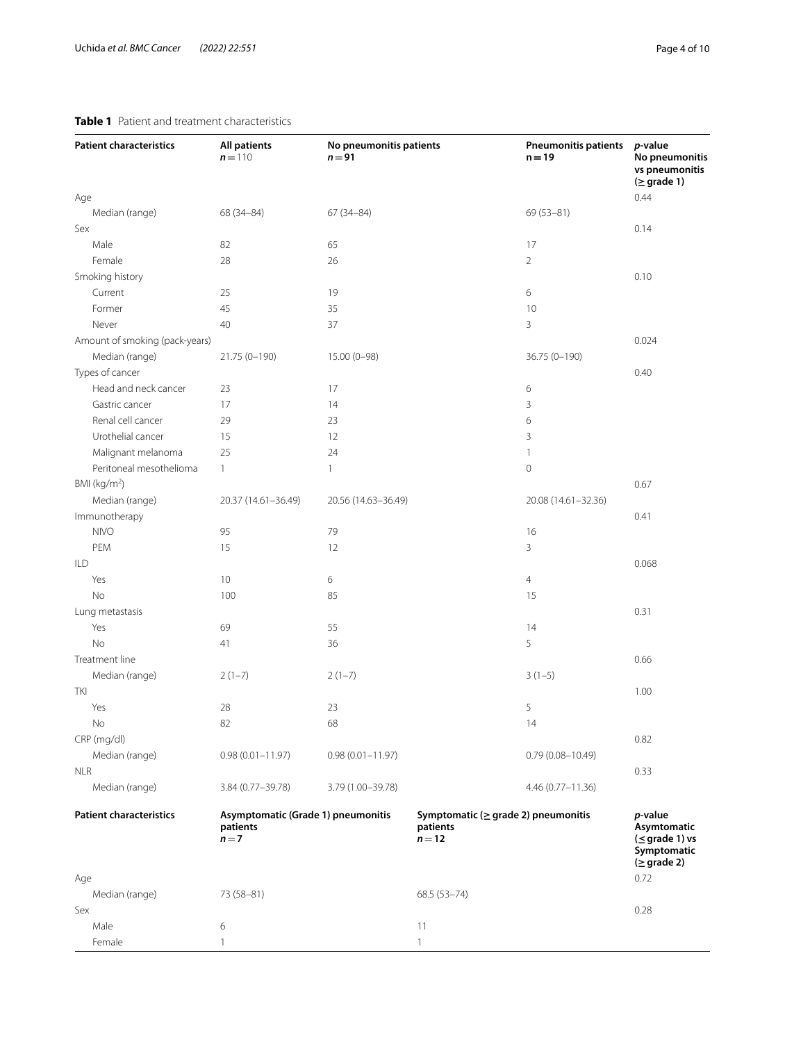**Table 1** Patient and treatment characteristics

| Patient characteristics | All patients $n=110$ | No pneumonitis patients $n=91$ | Pneumonitis patients $n=19$ | *p*-value No pneumonitis vs pneumonitis (≥ grade 1) |
|---|---|---|---|---|
| Age | | | | 0.44 |
| Median (range) | 68 (34–84) | 67 (34–84) | 69 (53–81) | |
| Sex | | | | 0.14 |
| Male | 82 | 65 | 17 | |
| Female | 28 | 26 | 2 | |
| Smoking history | | | | 0.10 |
| Current | 25 | 19 | 6 | |
| Former | 45 | 35 | 10 | |
| Never | 40 | 37 | 3 | |
| Amount of smoking (pack-years) | | | | 0.024 |
| Median (range) | 21.75 (0–190) | 15.00 (0–98) | 36.75 (0–190) | |
| Types of cancer | | | | 0.40 |
| Head and neck cancer | 23 | 17 | 6 | |
| Gastric cancer | 17 | 14 | 3 | |
| Renal cell cancer | 29 | 23 | 6 | |
| Urothelial cancer | 15 | 12 | 3 | |
| Malignant melanoma | 25 | 24 | 1 | |
| Peritoneal mesothelioma | 1 | 1 | 0 | |
| BMI ($kg/m^2$) | | | | 0.67 |
| Median (range) | 20.37 (14.61–36.49) | 20.56 (14.63–36.49) | 20.08 (14.61–32.36) | |
| Immunotherapy | | | | 0.41 |
| NIVO | 95 | 79 | 16 | |
| PEM | 15 | 12 | 3 | |
| ILD | | | | 0.068 |
| Yes | 10 | 6 | 4 | |
| No | 100 | 85 | 15 | |
| Lung metastasis | | | | 0.31 |
| Yes | 69 | 55 | 14 | |
| No | 41 | 36 | 5 | |
| Treatment line | | | | 0.66 |
| Median (range) | 2 (1–7) | 2 (1–7) | 3 (1–5) | |
| TKI | | | | 1.00 |
| Yes | 28 | 23 | 5 | |
| No | 82 | 68 | 14 | |
| CRP (mg/dl) | | | | 0.82 |
| Median (range) | 0.98 (0.01–11.97) | 0.98 (0.01–11.97) | 0.79 (0.08–10.49) | |
| NLR | | | | 0.33 |
| Median (range) | 3.84 (0.77–39.78) | 3.79 (1.00–39.78) | 4.46 (0.77–11.36) | |

| Patient characteristics | Asymptomatic (Grade 1) pneumonitis patients $n=7$ | Symptomatic (≥ grade 2) pneumonitis patients $n=12$ | *p*-value Asymtomatic (≤ grade 1) vs Symptomatic (≥ grade 2) |
|---|---|---|---|
| Age | | | 0.72 |
| Median (range) | 73 (58–81) | 68.5 (53–74) | |
| Sex | | | 0.28 |
| Male | 6 | 11 | |
| Female | 1 | 1 | |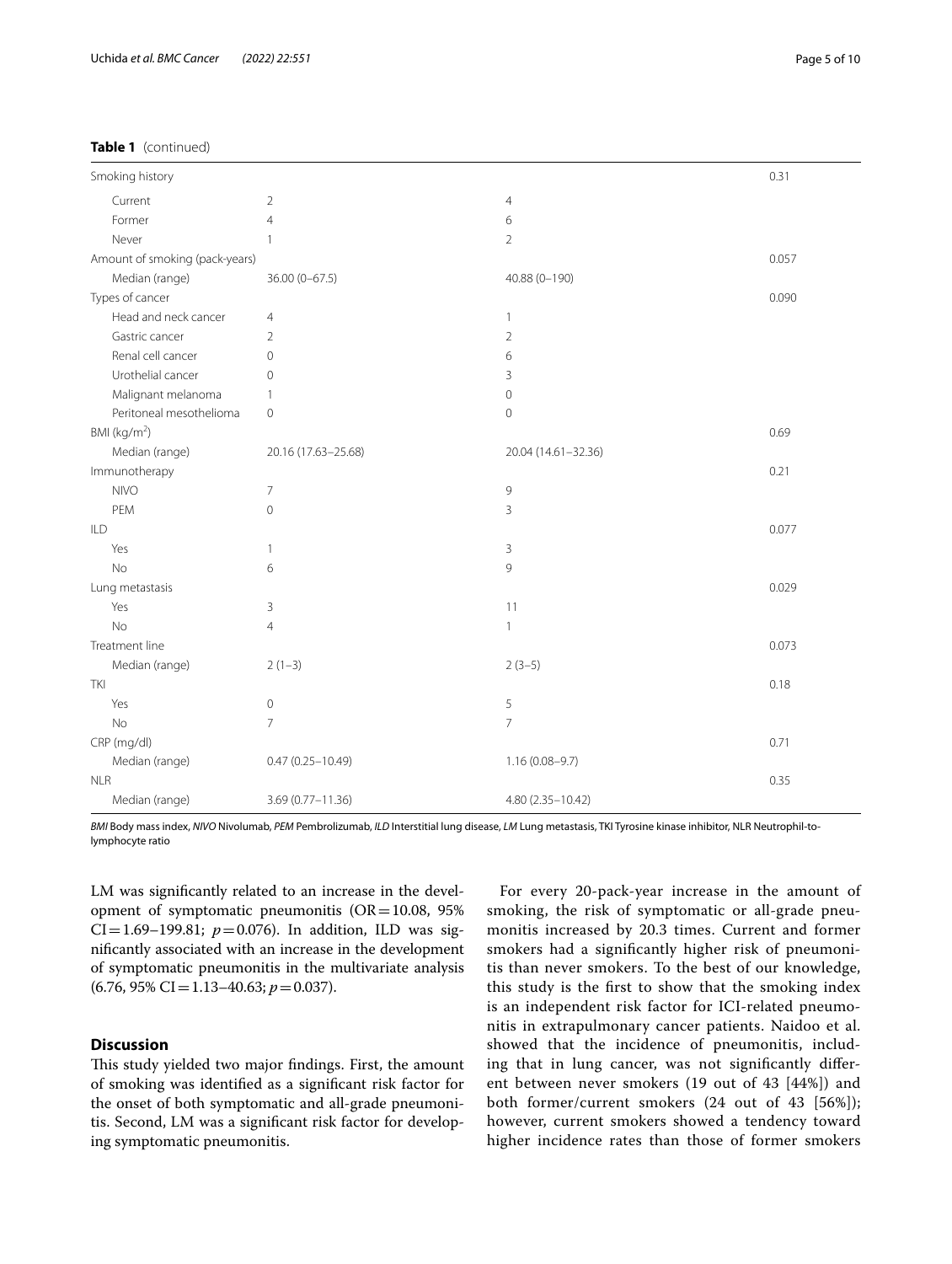**Table 1** (continued)

| | | | |
|---|---|---|---|
| Smoking history | | | 0.31 |
| Current | 2 | 4 | |
| Former | 4 | 6 | |
| Never | 1 | 2 | |
| Amount of smoking (pack-years) | | | 0.057 |
| Median (range) | 36.00 (0–67.5) | 40.88 (0–190) | |
| Types of cancer | | | 0.090 |
| Head and neck cancer | 4 | 1 | |
| Gastric cancer | 2 | 2 | |
| Renal cell cancer | 0 | 6 | |
| Urothelial cancer | 0 | 3 | |
| Malignant melanoma | 1 | 0 | |
| Peritoneal mesothelioma | 0 | 0 | |
| BMI (kg/m$^2$) | | | 0.69 |
| Median (range) | 20.16 (17.63–25.68) | 20.04 (14.61–32.36) | |
| Immunotherapy | | | 0.21 |
| NIVO | 7 | 9 | |
| PEM | 0 | 3 | |
| ILD | | | 0.077 |
| Yes | 1 | 3 | |
| No | 6 | 9 | |
| Lung metastasis | | | 0.029 |
| Yes | 3 | 11 | |
| No | 4 | 1 | |
| Treatment line | | | 0.073 |
| Median (range) | 2 (1–3) | 2 (3–5) | |
| TKI | | | 0.18 |
| Yes | 0 | 5 | |
| No | 7 | 7 | |
| CRP (mg/dl) | | | 0.71 |
| Median (range) | 0.47 (0.25–10.49) | 1.16 (0.08–9.7) | |
| NLR | | | 0.35 |
| Median (range) | 3.69 (0.77–11.36) | 4.80 (2.35–10.42) | |

*BMI* Body mass index, *NIVO* Nivolumab, *PEM* Pembrolizumab, *ILD* Interstitial lung disease, *LM* Lung metastasis, TKI Tyrosine kinase inhibitor, NLR Neutrophil-to-lymphocyte ratio

LM was significantly related to an increase in the development of symptomatic pneumonitis (OR = 10.08, 95% CI = 1.69–199.81; $p = 0.076$). In addition, ILD was significantly associated with an increase in the development of symptomatic pneumonitis in the multivariate analysis (6.76, 95% CI = 1.13–40.63; $p = 0.037$).

## Discussion

This study yielded two major findings. First, the amount of smoking was identified as a significant risk factor for the onset of both symptomatic and all-grade pneumonitis. Second, LM was a significant risk factor for developing symptomatic pneumonitis.

For every 20-pack-year increase in the amount of smoking, the risk of symptomatic or all-grade pneumonitis increased by 20.3 times. Current and former smokers had a significantly higher risk of pneumonitis than never smokers. To the best of our knowledge, this study is the first to show that the smoking index is an independent risk factor for ICI-related pneumonitis in extrapulmonary cancer patients. Naidoo et al. showed that the incidence of pneumonitis, including that in lung cancer, was not significantly different between never smokers (19 out of 43 [44%]) and both former/current smokers (24 out of 43 [56%]); however, current smokers showed a tendency toward higher incidence rates than those of former smokers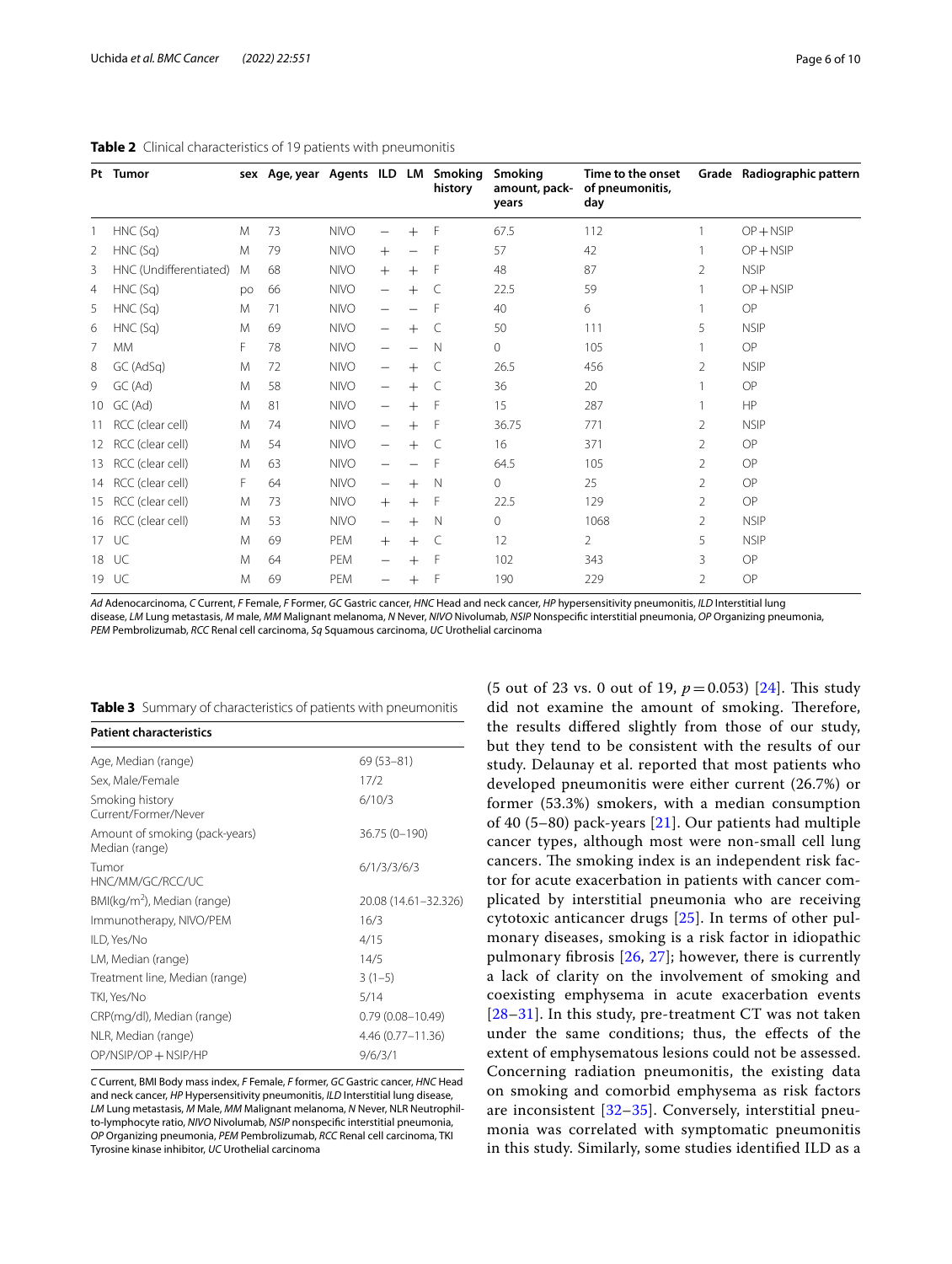**Table 2** Clinical characteristics of 19 patients with pneumonitis

| Pt | Tumor | sex | Age, year | Agents | ILD | LM | Smoking history | Smoking amount, pack-years | Time to the onset of pneumonitis, day | Grade | Radiographic pattern |
|---|---|---|---|---|---|---|---|---|---|---|---|
| 1 | HNC (Sq) | M | 73 | NIVO | − | + | F | 67.5 | 112 | 1 | OP + NSIP |
| 2 | HNC (Sq) | M | 79 | NIVO | + | − | F | 57 | 42 | 1 | OP + NSIP |
| 3 | HNC (Undifferentiated) | M | 68 | NIVO | + | + | F | 48 | 87 | 2 | NSIP |
| 4 | HNC (Sq) | po | 66 | NIVO | − | + | C | 22.5 | 59 | 1 | OP + NSIP |
| 5 | HNC (Sq) | M | 71 | NIVO | − | − | F | 40 | 6 | 1 | OP |
| 6 | HNC (Sq) | M | 69 | NIVO | − | + | C | 50 | 111 | 5 | NSIP |
| 7 | MM | F | 78 | NIVO | − | − | N | 0 | 105 | 1 | OP |
| 8 | GC (AdSq) | M | 72 | NIVO | − | + | C | 26.5 | 456 | 2 | NSIP |
| 9 | GC (Ad) | M | 58 | NIVO | − | + | C | 36 | 20 | 1 | OP |
| 10 | GC (Ad) | M | 81 | NIVO | − | + | F | 15 | 287 | 1 | HP |
| 11 | RCC (clear cell) | M | 74 | NIVO | − | + | F | 36.75 | 771 | 2 | NSIP |
| 12 | RCC (clear cell) | M | 54 | NIVO | − | + | C | 16 | 371 | 2 | OP |
| 13 | RCC (clear cell) | M | 63 | NIVO | − | − | F | 64.5 | 105 | 2 | OP |
| 14 | RCC (clear cell) | F | 64 | NIVO | − | + | N | 0 | 25 | 2 | OP |
| 15 | RCC (clear cell) | M | 73 | NIVO | + | + | F | 22.5 | 129 | 2 | OP |
| 16 | RCC (clear cell) | M | 53 | NIVO | − | + | N | 0 | 1068 | 2 | NSIP |
| 17 | UC | M | 69 | PEM | + | + | C | 12 | 2 | 5 | NSIP |
| 18 | UC | M | 64 | PEM | − | + | F | 102 | 343 | 3 | OP |
| 19 | UC | M | 69 | PEM | − | + | F | 190 | 229 | 2 | OP |

*Ad* Adenocarcinoma, *C* Current, *F* Female, *F* Former, *GC* Gastric cancer, *HNC* Head and neck cancer, *HP* hypersensitivity pneumonitis, *ILD* Interstitial lung disease, *LM* Lung metastasis, *M* male, *MM* Malignant melanoma, *N* Never, *NIVO* Nivolumab, *NSIP* Nonspecific interstitial pneumonia, *OP* Organizing pneumonia, *PEM* Pembrolizumab, *RCC* Renal cell carcinoma, *Sq* Squamous carcinoma, *UC* Urothelial carcinoma

**Table 3** Summary of characteristics of patients with pneumonitis

| Patient characteristics | |
|---|---|
| Age, Median (range) | 69 (53–81) |
| Sex, Male/Female | 17/2 |
| Smoking history Current/Former/Never | 6/10/3 |
| Amount of smoking (pack-years) Median (range) | 36.75 (0–190) |
| Tumor HNC/MM/GC/RCC/UC | 6/1/3/6/3 |
| BMI(kg/m$^2$), Median (range) | 20.08 (14.61–32.326) |
| Immunotherapy, NIVO/PEM | 16/3 |
| ILD, Yes/No | 4/15 |
| LM, Median (range) | 14/5 |
| Treatment line, Median (range) | 3 (1–5) |
| TKI, Yes/No | 5/14 |
| CRP(mg/dl), Median (range) | 0.79 (0.08–10.49) |
| NLR, Median (range) | 4.46 (0.77–11.36) |
| OP/NSIP/OP + NSIP/HP | 9/6/3/1 |

*C* Current, BMI Body mass index, *F* Female, *F* former, *GC* Gastric cancer, *HNC* Head and neck cancer, *HP* Hypersensitivity pneumonitis, *ILD* Interstitial lung disease, *LM* Lung metastasis, *M* Male, *MM* Malignant melanoma, *N* Never, NLR Neutrophil-to-lymphocyte ratio, *NIVO* Nivolumab, *NSIP* nonspecific interstitial pneumonia, *OP* Organizing pneumonia, *PEM* Pembrolizumab, *RCC* Renal cell carcinoma, TKI Tyrosine kinase inhibitor, *UC* Urothelial carcinoma

(5 out of 23 vs. 0 out of 19, $p = 0.053$) [24]. This study did not examine the amount of smoking. Therefore, the results differed slightly from those of our study, but they tend to be consistent with the results of our study. Delaunay et al. reported that most patients who developed pneumonitis were either current (26.7%) or former (53.3%) smokers, with a median consumption of 40 (5–80) pack-years [21]. Our patients had multiple cancer types, although most were non-small cell lung cancers. The smoking index is an independent risk factor for acute exacerbation in patients with cancer complicated by interstitial pneumonia who are receiving cytotoxic anticancer drugs [25]. In terms of other pulmonary diseases, smoking is a risk factor in idiopathic pulmonary fibrosis [26, 27]; however, there is currently a lack of clarity on the involvement of smoking and coexisting emphysema in acute exacerbation events [28–31]. In this study, pre-treatment CT was not taken under the same conditions; thus, the effects of the extent of emphysematous lesions could not be assessed. Concerning radiation pneumonitis, the existing data on smoking and comorbid emphysema as risk factors are inconsistent [32–35]. Conversely, interstitial pneumonia was correlated with symptomatic pneumonitis in this study. Similarly, some studies identified ILD as a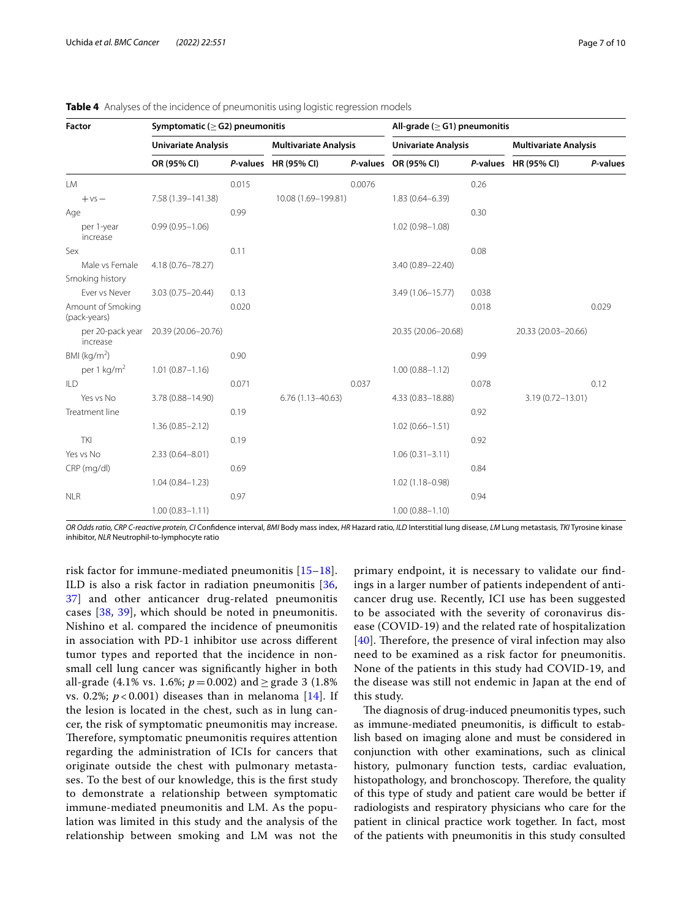**Table 4** Analyses of the incidence of pneumonitis using logistic regression models

| Factor | Symptomatic (≥ G2) pneumonitis | | | | All-grade (≥ G1) pneumonitis | | | |
|---|---|---|---|---|---|---|---|---|
| | Univariate Analysis | | Multivariate Analysis | | Univariate Analysis | | Multivariate Analysis | |
| | OR (95% CI) | *P*-values | HR (95% CI) | *P*-values | OR (95% CI) | *P*-values | HR (95% CI) | *P*-values |
| LM | | 0.015 | | 0.0076 | | 0.26 | | |
| + vs − | 7.58 (1.39–141.38) | | 10.08 (1.69–199.81) | | 1.83 (0.64–6.39) | | | |
| Age | | 0.99 | | | | 0.30 | | |
| per 1-year increase | 0.99 (0.95–1.06) | | | | 1.02 (0.98–1.08) | | | |
| Sex | | 0.11 | | | | 0.08 | | |
| Male vs Female | 4.18 (0.76–78.27) | | | | 3.40 (0.89–22.40) | | | |
| Smoking history | | | | | | | | |
| Ever vs Never | 3.03 (0.75–20.44) | 0.13 | | | 3.49 (1.06–15.77) | 0.038 | | |
| Amount of Smoking (pack-years) | | 0.020 | | | | 0.018 | | 0.029 |
| per 20-pack year increase | 20.39 (20.06–20.76) | | | | 20.35 (20.06–20.68) | | 20.33 (20.03–20.66) | |
| BMI (kg/m$^2$) | | 0.90 | | | | 0.99 | | |
| per 1 kg/m$^2$ | 1.01 (0.87–1.16) | | | | 1.00 (0.88–1.12) | | | |
| ILD | | 0.071 | | 0.037 | | 0.078 | | 0.12 |
| Yes vs No | 3.78 (0.88–14.90) | | 6.76 (1.13–40.63) | | 4.33 (0.83–18.88) | | 3.19 (0.72–13.01) | |
| Treatment line | | 0.19 | | | | 0.92 | | |
| | 1.36 (0.85–2.12) | | | | 1.02 (0.66–1.51) | | | |
| TKI | | 0.19 | | | | 0.92 | | |
| Yes vs No | 2.33 (0.64–8.01) | | | | 1.06 (0.31–3.11) | | | |
| CRP (mg/dl) | | 0.69 | | | | 0.84 | | |
| | 1.04 (0.84–1.23) | | | | 1.02 (1.18–0.98) | | | |
| NLR | | 0.97 | | | | 0.94 | | |
| | 1.00 (0.83–1.11) | | | | 1.00 (0.88–1.10) | | | |

*OR* Odds ratio, *CRP* C-reactive protein, *CI* Confidence interval, *BMI* Body mass index, *HR* Hazard ratio, *ILD* Interstitial lung disease, *LM* Lung metastasis, *TKI* Tyrosine kinase inhibitor, *NLR* Neutrophil-to-lymphocyte ratio

risk factor for immune-mediated pneumonitis [15–18]. ILD is also a risk factor in radiation pneumonitis [36, 37] and other anticancer drug-related pneumonitis cases [38, 39], which should be noted in pneumonitis. Nishino et al. compared the incidence of pneumonitis in association with PD-1 inhibitor use across different tumor types and reported that the incidence in non-small cell lung cancer was significantly higher in both all-grade (4.1% vs. 1.6%; $p = 0.002$) and ≥ grade 3 (1.8% vs. 0.2%; $p < 0.001$) diseases than in melanoma [14]. If the lesion is located in the chest, such as in lung cancer, the risk of symptomatic pneumonitis may increase. Therefore, symptomatic pneumonitis requires attention regarding the administration of ICIs for cancers that originate outside the chest with pulmonary metastases. To the best of our knowledge, this is the first study to demonstrate a relationship between symptomatic immune-mediated pneumonitis and LM. As the population was limited in this study and the analysis of the relationship between smoking and LM was not the primary endpoint, it is necessary to validate our findings in a larger number of patients independent of anticancer drug use. Recently, ICI use has been suggested to be associated with the severity of coronavirus disease (COVID-19) and the related rate of hospitalization [40]. Therefore, the presence of viral infection may also need to be examined as a risk factor for pneumonitis. None of the patients in this study had COVID-19, and the disease was still not endemic in Japan at the end of this study.

The diagnosis of drug-induced pneumonitis types, such as immune-mediated pneumonitis, is difficult to establish based on imaging alone and must be considered in conjunction with other examinations, such as clinical history, pulmonary function tests, cardiac evaluation, histopathology, and bronchoscopy. Therefore, the quality of this type of study and patient care would be better if radiologists and respiratory physicians who care for the patient in clinical practice work together. In fact, most of the patients with pneumonitis in this study consulted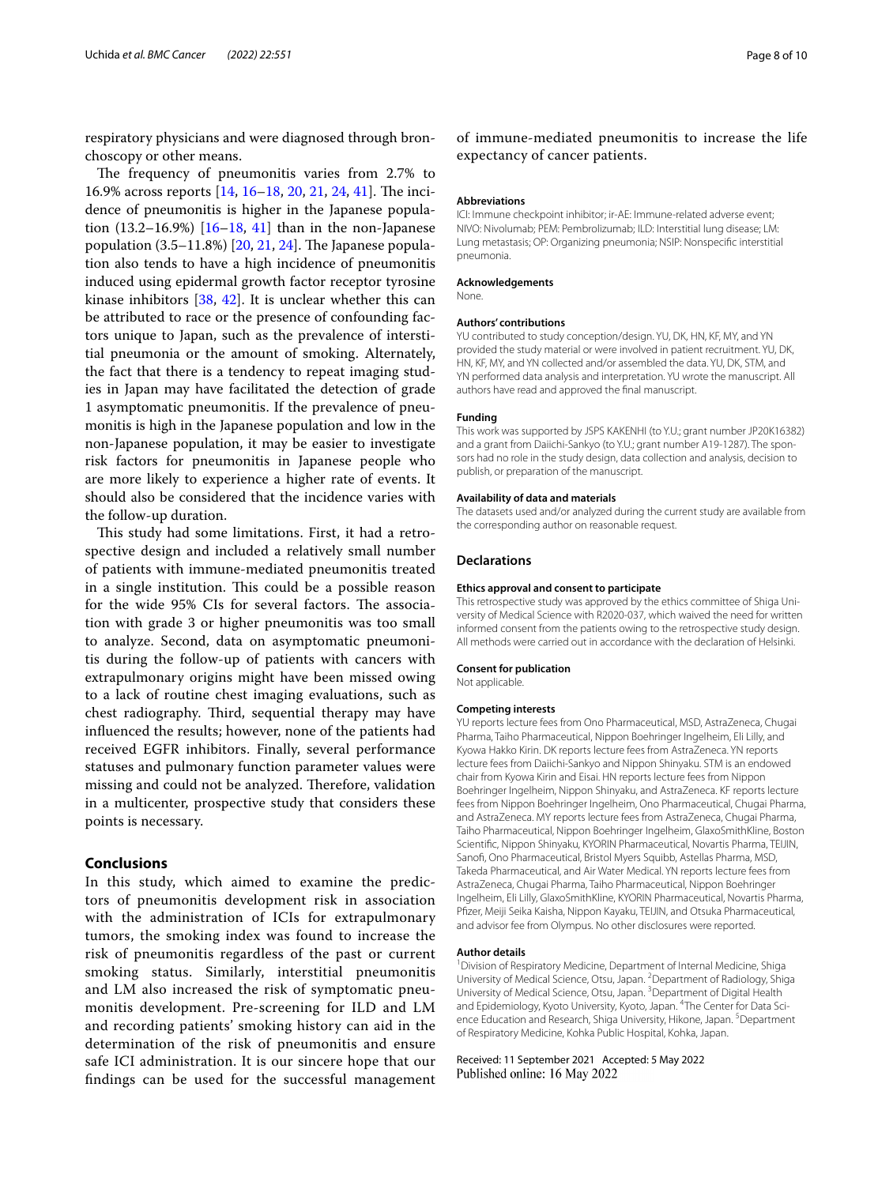respiratory physicians and were diagnosed through bronchoscopy or other means.

The frequency of pneumonitis varies from 2.7% to 16.9% across reports [14, 16–18, 20, 21, 24, 41]. The incidence of pneumonitis is higher in the Japanese population (13.2–16.9%) [16–18, 41] than in the non-Japanese population (3.5–11.8%) [20, 21, 24]. The Japanese population also tends to have a high incidence of pneumonitis induced using epidermal growth factor receptor tyrosine kinase inhibitors [38, 42]. It is unclear whether this can be attributed to race or the presence of confounding factors unique to Japan, such as the prevalence of interstitial pneumonia or the amount of smoking. Alternately, the fact that there is a tendency to repeat imaging studies in Japan may have facilitated the detection of grade 1 asymptomatic pneumonitis. If the prevalence of pneumonitis is high in the Japanese population and low in the non-Japanese population, it may be easier to investigate risk factors for pneumonitis in Japanese people who are more likely to experience a higher rate of events. It should also be considered that the incidence varies with the follow-up duration.

This study had some limitations. First, it had a retrospective design and included a relatively small number of patients with immune-mediated pneumonitis treated in a single institution. This could be a possible reason for the wide 95% CIs for several factors. The association with grade 3 or higher pneumonitis was too small to analyze. Second, data on asymptomatic pneumonitis during the follow-up of patients with cancers with extrapulmonary origins might have been missed owing to a lack of routine chest imaging evaluations, such as chest radiography. Third, sequential therapy may have influenced the results; however, none of the patients had received EGFR inhibitors. Finally, several performance statuses and pulmonary function parameter values were missing and could not be analyzed. Therefore, validation in a multicenter, prospective study that considers these points is necessary.

## Conclusions

In this study, which aimed to examine the predictors of pneumonitis development risk in association with the administration of ICIs for extrapulmonary tumors, the smoking index was found to increase the risk of pneumonitis regardless of the past or current smoking status. Similarly, interstitial pneumonitis and LM also increased the risk of symptomatic pneumonitis development. Pre-screening for ILD and LM and recording patients' smoking history can aid in the determination of the risk of pneumonitis and ensure safe ICI administration. It is our sincere hope that our findings can be used for the successful management of immune-mediated pneumonitis to increase the life expectancy of cancer patients.

#### Abbreviations

ICI: Immune checkpoint inhibitor; ir-AE: Immune-related adverse event; NIVO: Nivolumab; PEM: Pembrolizumab; ILD: Interstitial lung disease; LM: Lung metastasis; OP: Organizing pneumonia; NSIP: Nonspecific interstitial pneumonia.

#### Acknowledgements

None.

#### Authors' contributions

YU contributed to study conception/design. YU, DK, HN, KF, MY, and YN provided the study material or were involved in patient recruitment. YU, DK, HN, KF, MY, and YN collected and/or assembled the data. YU, DK, STM, and YN performed data analysis and interpretation. YU wrote the manuscript. All authors have read and approved the final manuscript.

#### Funding

This work was supported by JSPS KAKENHI (to Y.U.; grant number JP20K16382) and a grant from Daiichi-Sankyo (to Y.U.; grant number A19-1287). The sponsors had no role in the study design, data collection and analysis, decision to publish, or preparation of the manuscript.

#### Availability of data and materials

The datasets used and/or analyzed during the current study are available from the corresponding author on reasonable request.

### Declarations

#### Ethics approval and consent to participate

This retrospective study was approved by the ethics committee of Shiga University of Medical Science with R2020-037, which waived the need for written informed consent from the patients owing to the retrospective study design. All methods were carried out in accordance with the declaration of Helsinki.

#### Consent for publication

Not applicable.

#### Competing interests

YU reports lecture fees from Ono Pharmaceutical, MSD, AstraZeneca, Chugai Pharma, Taiho Pharmaceutical, Nippon Boehringer Ingelheim, Eli Lilly, and Kyowa Hakko Kirin. DK reports lecture fees from AstraZeneca. YN reports lecture fees from Daiichi-Sankyo and Nippon Shinyaku. STM is an endowed chair from Kyowa Kirin and Eisai. HN reports lecture fees from Nippon Boehringer Ingelheim, Nippon Shinyaku, and AstraZeneca. KF reports lecture fees from Nippon Boehringer Ingelheim, Ono Pharmaceutical, Chugai Pharma, and AstraZeneca. MY reports lecture fees from AstraZeneca, Chugai Pharma, Taiho Pharmaceutical, Nippon Boehringer Ingelheim, GlaxoSmithKline, Boston Scientific, Nippon Shinyaku, KYORIN Pharmaceutical, Novartis Pharma, TEIJIN, Sanofi, Ono Pharmaceutical, Bristol Myers Squibb, Astellas Pharma, MSD, Takeda Pharmaceutical, and Air Water Medical. YN reports lecture fees from AstraZeneca, Chugai Pharma, Taiho Pharmaceutical, Nippon Boehringer Ingelheim, Eli Lilly, GlaxoSmithKline, KYORIN Pharmaceutical, Novartis Pharma, Pfizer, Meiji Seika Kaisha, Nippon Kayaku, TEIJIN, and Otsuka Pharmaceutical, and advisor fee from Olympus. No other disclosures were reported.

#### Author details

[1]Division of Respiratory Medicine, Department of Internal Medicine, Shiga University of Medical Science, Otsu, Japan. [2]Department of Radiology, Shiga University of Medical Science, Otsu, Japan. [3]Department of Digital Health and Epidemiology, Kyoto University, Kyoto, Japan. [4]The Center for Data Science Education and Research, Shiga University, Hikone, Japan. [5]Department of Respiratory Medicine, Kohka Public Hospital, Kohka, Japan.

Received: 11 September 2021 Accepted: 5 May 2022
Published online: 16 May 2022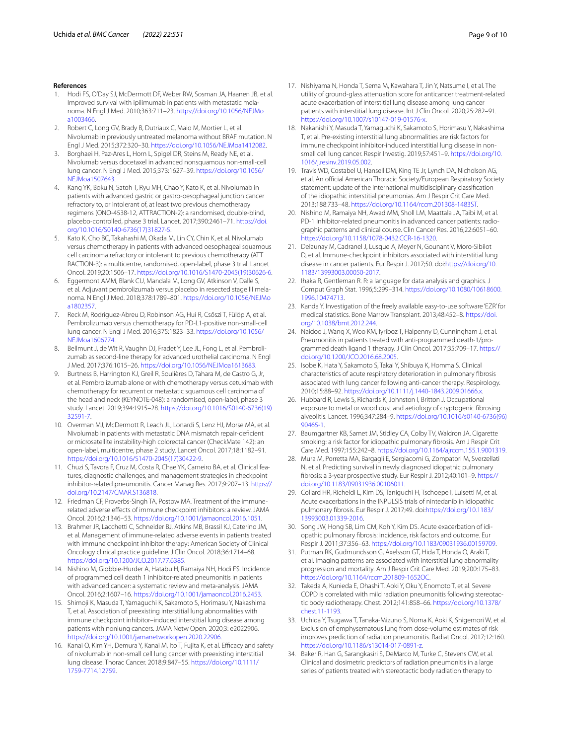## References

1. Hodi FS, O'Day SJ, McDermott DF, Weber RW, Sosman JA, Haanen JB, et al. Improved survival with ipilimumab in patients with metastatic melanoma. N Engl J Med. 2010;363:711–23. https://doi.org/10.1056/NEJMoa1003466.
2. Robert C, Long GV, Brady B, Dutriaux C, Maio M, Mortier L, et al. Nivolumab in previously untreated melanoma without BRAF mutation. N Engl J Med. 2015;372:320–30. https://doi.org/10.1056/NEJMoa1412082.
3. Borghaei H, Paz-Ares L, Horn L, Spigel DR, Steins M, Ready NE, et al. Nivolumab versus docetaxel in advanced nonsquamous non-small-cell lung cancer. N Engl J Med. 2015;373:1627–39. https://doi.org/10.1056/NEJMoa1507643.
4. Kang YK, Boku N, Satoh T, Ryu MH, Chao Y, Kato K, et al. Nivolumab in patients with advanced gastric or gastro-oesophageal junction cancer refractory to, or intolerant of, at least two previous chemotherapy regimens (ONO-4538-12, ATTRACTION-2): a randomised, double-blind, placebo-controlled, phase 3 trial. Lancet. 2017;390:2461–71. https://doi.org/10.1016/S0140-6736(17)31827-5.
5. Kato K, Cho BC, Takahashi M, Okada M, Lin CY, Chin K, et al. Nivolumab versus chemotherapy in patients with advanced oesophageal squamous cell carcinoma refractory or intolerant to previous chemotherapy (ATTRACTION-3): a multicentre, randomised, open-label, phase 3 trial. Lancet Oncol. 2019;20:1506–17. https://doi.org/10.1016/S1470-2045(19)30626-6.
6. Eggermont AMM, Blank CU, Mandala M, Long GV, Atkinson V, Dalle S, et al. Adjuvant pembrolizumab versus placebo in resected stage III melanoma. N Engl J Med. 2018;378:1789–801. https://doi.org/10.1056/NEJMoa1802357.
7. Reck M, Rodríguez-Abreu D, Robinson AG, Hui R, Csőszi T, Fülöp A, et al. Pembrolizumab versus chemotherapy for PD-L1-positive non-small-cell lung cancer. N Engl J Med. 2016;375:1823–33. https://doi.org/10.1056/NEJMoa1606774.
8. Bellmunt J, de Wit R, Vaughn DJ, Fradet Y, Lee JL, Fong L, et al. Pembrolizumab as second-line therapy for advanced urothelial carcinoma. N Engl J Med. 2017;376:1015–26. https://doi.org/10.1056/NEJMoa1613683.
9. Burtness B, Harrington KJ, Greil R, Soulières D, Tahara M, de Castro G, Jr, et al. Pembrolizumab alone or with chemotherapy versus cetuximab with chemotherapy for recurrent or metastatic squamous cell carcinoma of the head and neck (KEYNOTE-048): a randomised, open-label, phase 3 study. Lancet. 2019;394:1915–28. https://doi.org/10.1016/S0140-6736(19)32591-7.
10. Overman MJ, McDermott R, Leach JL, Lonardi S, Lenz HJ, Morse MA, et al. Nivolumab in patients with metastatic DNA mismatch repair-deficient or microsatellite instability-high colorectal cancer (CheckMate 142): an open-label, multicentre, phase 2 study. Lancet Oncol. 2017;18:1182–91. https://doi.org/10.1016/S1470-2045(17)30422-9.
11. Chuzi S, Tavora F, Cruz M, Costa R, Chae YK, Carneiro BA, et al. Clinical features, diagnostic challenges, and management strategies in checkpoint inhibitor-related pneumonitis. Cancer Manag Res. 2017;9:207–13. https://doi.org/10.2147/CMAR.S136818.
12. Friedman CF, Proverbs-Singh TA, Postow MA. Treatment of the immune-related adverse effects of immune checkpoint inhibitors: a review. JAMA Oncol. 2016;2:1346–53. https://doi.org/10.1001/jamaoncol.2016.1051.
13. Brahmer JR, Lacchetti C, Schneider BJ, Atkins MB, Brassil KJ, Caterino JM, et al. Management of immune-related adverse events in patients treated with immune checkpoint inhibitor therapy: American Society of Clinical Oncology clinical practice guideline. J Clin Oncol. 2018;36:1714–68. https://doi.org/10.1200/JCO.2017.77.6385.
14. Nishino M, Giobbie-Hurder A, Hatabu H, Ramaiya NH, Hodi FS. Incidence of programmed cell death 1 inhibitor-related pneumonitis in patients with advanced cancer: a systematic review and meta-analysis. JAMA Oncol. 2016;2:1607–16. https://doi.org/10.1001/jamaoncol.2016.2453.
15. Shimoji K, Masuda T, Yamaguchi K, Sakamoto S, Horimasu Y, Nakashima T, et al. Association of preexisting interstitial lung abnormalities with immune checkpoint inhibitor–induced interstitial lung disease among patients with nonlung cancers. JAMA Netw Open. 2020;3: e2022906. https://doi.org/10.1001/jamanetworkopen.2020.22906.
16. Kanai O, Kim YH, Demura Y, Kanai M, Ito T, Fujita K, et al. Efficacy and safety of nivolumab in non-small cell lung cancer with preexisting interstitial lung disease. Thorac Cancer. 2018;9:847–55. https://doi.org/10.1111/1759-7714.12759.
17. Nishiyama N, Honda T, Sema M, Kawahara T, Jin Y, Natsume I, et al. The utility of ground-glass attenuation score for anticancer treatment-related acute exacerbation of interstitial lung disease among lung cancer patients with interstitial lung disease. Int J Clin Oncol. 2020;25:282–91. https://doi.org/10.1007/s10147-019-01576-x.
18. Nakanishi Y, Masuda T, Yamaguchi K, Sakamoto S, Horimasu Y, Nakashima T, et al. Pre-existing interstitial lung abnormalities are risk factors for immune checkpoint inhibitor-induced interstitial lung disease in non-small cell lung cancer. Respir Investig. 2019;57:451–9. https://doi.org/10.1016/j.resinv.2019.05.002.
19. Travis WD, Costabel U, Hansell DM, King TE Jr, Lynch DA, Nicholson AG, et al. An official American Thoracic Society/European Respiratory Society statement: update of the international multidisciplinary classification of the idiopathic interstitial pneumonias. Am J Respir Crit Care Med. 2013;188:733–48. https://doi.org/10.1164/rccm.201308-1483ST.
20. Nishino M, Ramaiya NH, Awad MM, Sholl LM, Maattala JA, Taibi M, et al. PD-1 inhibitor-related pneumonitis in advanced cancer patients: radiographic patterns and clinical course. Clin Cancer Res. 2016;22:6051–60. https://doi.org/10.1158/1078-0432.CCR-16-1320.
21. Delaunay M, Cadranel J, Lusque A, Meyer N, Gounant V, Moro-Sibilot D, et al. Immune-checkpoint inhibitors associated with interstitial lung disease in cancer patients. Eur Respir J. 2017;50. doi:https://doi.org/10.1183/13993003.00050-2017.
22. Ihaka R, Gentleman R. R: a language for data analysis and graphics. J Comput Graph Stat. 1996;5:299–314. https://doi.org/10.1080/10618600.1996.10474713.
23. Kanda Y. Investigation of the freely available easy-to-use software 'EZR' for medical statistics. Bone Marrow Transplant. 2013;48:452–8. https://doi.org/10.1038/bmt.2012.244.
24. Naidoo J, Wang X, Woo KM, Iyriboz T, Halpenny D, Cunningham J, et al. Pneumonitis in patients treated with anti-programmed death-1/programmed death ligand 1 therapy. J Clin Oncol. 2017;35:709–17. https://doi.org/10.1200/JCO.2016.68.2005.
25. Isobe K, Hata Y, Sakamoto S, Takai Y, Shibuya K, Homma S. Clinical characteristics of acute respiratory deterioration in pulmonary fibrosis associated with lung cancer following anti-cancer therapy. Respirology. 2010;15:88–92. https://doi.org/10.1111/j.1440-1843.2009.01666.x.
26. Hubbard R, Lewis S, Richards K, Johnston I, Britton J. Occupational exposure to metal or wood dust and aetiology of cryptogenic fibrosing alveolitis. Lancet. 1996;347:284–9. https://doi.org/10.1016/s0140-6736(96)90465-1.
27. Baumgartner KB, Samet JM, Stidley CA, Colby TV, Waldron JA. Cigarette smoking: a risk factor for idiopathic pulmonary fibrosis. Am J Respir Crit Care Med. 1997;155:242–8. https://doi.org/10.1164/ajrccm.155.1.9001319.
28. Mura M, Porretta MA, Bargagli E, Sergiacomi G, Zompatori M, Sverzellati N, et al. Predicting survival in newly diagnosed idiopathic pulmonary fibrosis: a 3-year prospective study. Eur Respir J. 2012;40:101–9. https://doi.org/10.1183/09031936.00106011.
29. Collard HR, Richeldi L, Kim DS, Taniguchi H, Tschoepe I, Luisetti M, et al. Acute exacerbations in the INPULSIS trials of nintedanib in idiopathic pulmonary fibrosis. Eur Respir J. 2017;49. doi:https://doi.org/10.1183/13993003.01339-2016.
30. Song JW, Hong SB, Lim CM, Koh Y, Kim DS. Acute exacerbation of idiopathic pulmonary fibrosis: incidence, risk factors and outcome. Eur Respir J. 2011;37:356–63. https://doi.org/10.1183/09031936.00159709.
31. Putman RK, Gudmundsson G, Axelsson GT, Hida T, Honda O, Araki T, et al. Imaging patterns are associated with interstitial lung abnormality progression and mortality. Am J Respir Crit Care Med. 2019;200:175–83. https://doi.org/10.1164/rccm.201809-1652OC.
32. Takeda A, Kunieda E, Ohashi T, Aoki Y, Oku Y, Enomoto T, et al. Severe COPD is correlated with mild radiation pneumonitis following stereotactic body radiotherapy. Chest. 2012;141:858–66. https://doi.org/10.1378/chest.11-1193.
33. Uchida Y, Tsugawa T, Tanaka-Mizuno S, Noma K, Aoki K, Shigemori W, et al. Exclusion of emphysematous lung from dose-volume estimates of risk improves prediction of radiation pneumonitis. Radiat Oncol. 2017;12:160. https://doi.org/10.1186/s13014-017-0891-z.
34. Baker R, Han G, Sarangkasiri S, DeMarco M, Turke C, Stevens CW, et al. Clinical and dosimetric predictors of radiation pneumonitis in a large series of patients treated with stereotactic body radiation therapy to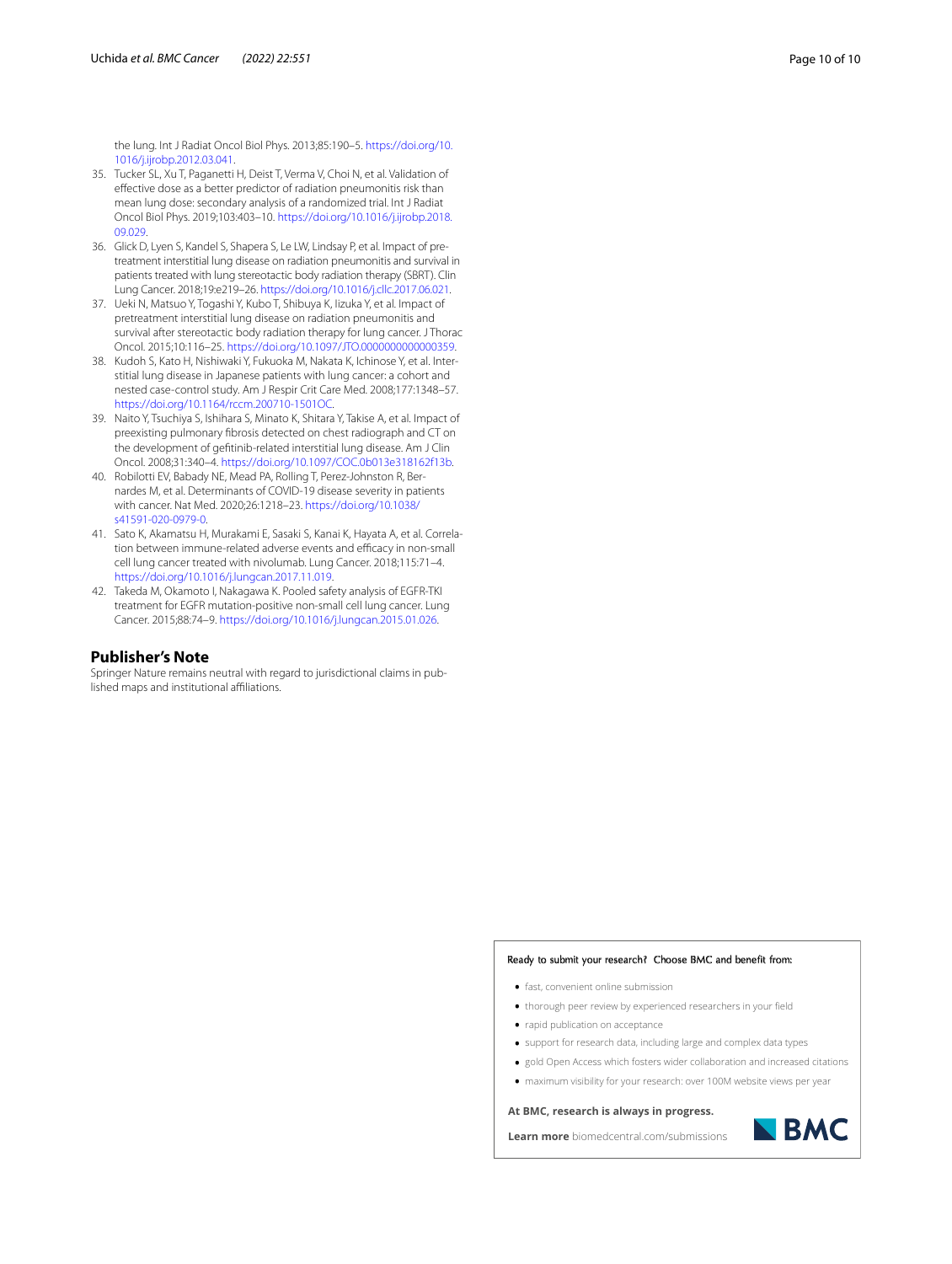the lung. Int J Radiat Oncol Biol Phys. 2013;85:190–5. https://doi.org/10.1016/j.ijrobp.2012.03.041.

35. Tucker SL, Xu T, Paganetti H, Deist T, Verma V, Choi N, et al. Validation of effective dose as a better predictor of radiation pneumonitis risk than mean lung dose: secondary analysis of a randomized trial. Int J Radiat Oncol Biol Phys. 2019;103:403–10. https://doi.org/10.1016/j.ijrobp.2018.09.029.
36. Glick D, Lyen S, Kandel S, Shapera S, Le LW, Lindsay P, et al. Impact of pretreatment interstitial lung disease on radiation pneumonitis and survival in patients treated with lung stereotactic body radiation therapy (SBRT). Clin Lung Cancer. 2018;19:e219–26. https://doi.org/10.1016/j.cllc.2017.06.021.
37. Ueki N, Matsuo Y, Togashi Y, Kubo T, Shibuya K, Iizuka Y, et al. Impact of pretreatment interstitial lung disease on radiation pneumonitis and survival after stereotactic body radiation therapy for lung cancer. J Thorac Oncol. 2015;10:116–25. https://doi.org/10.1097/JTO.0000000000000359.
38. Kudoh S, Kato H, Nishiwaki Y, Fukuoka M, Nakata K, Ichinose Y, et al. Interstitial lung disease in Japanese patients with lung cancer: a cohort and nested case-control study. Am J Respir Crit Care Med. 2008;177:1348–57. https://doi.org/10.1164/rccm.200710-1501OC.
39. Naito Y, Tsuchiya S, Ishihara S, Minato K, Shitara Y, Takise A, et al. Impact of preexisting pulmonary fibrosis detected on chest radiograph and CT on the development of gefitinib-related interstitial lung disease. Am J Clin Oncol. 2008;31:340–4. https://doi.org/10.1097/COC.0b013e318162f13b.
40. Robilotti EV, Babady NE, Mead PA, Rolling T, Perez-Johnston R, Bernardes M, et al. Determinants of COVID-19 disease severity in patients with cancer. Nat Med. 2020;26:1218–23. https://doi.org/10.1038/s41591-020-0979-0.
41. Sato K, Akamatsu H, Murakami E, Sasaki S, Kanai K, Hayata A, et al. Correlation between immune-related adverse events and efficacy in non-small cell lung cancer treated with nivolumab. Lung Cancer. 2018;115:71–4. https://doi.org/10.1016/j.lungcan.2017.11.019.
42. Takeda M, Okamoto I, Nakagawa K. Pooled safety analysis of EGFR-TKI treatment for EGFR mutation-positive non-small cell lung cancer. Lung Cancer. 2015;88:74–9. https://doi.org/10.1016/j.lungcan.2015.01.026.

## Publisher's Note

Springer Nature remains neutral with regard to jurisdictional claims in published maps and institutional affiliations.

Ready to submit your research? Choose BMC and benefit from:

- fast, convenient online submission
- thorough peer review by experienced researchers in your field
- rapid publication on acceptance
- support for research data, including large and complex data types
- gold Open Access which fosters wider collaboration and increased citations
- maximum visibility for your research: over 100M website views per year

**At BMC, research is always in progress.**

**Learn more** biomedcentral.com/submissions